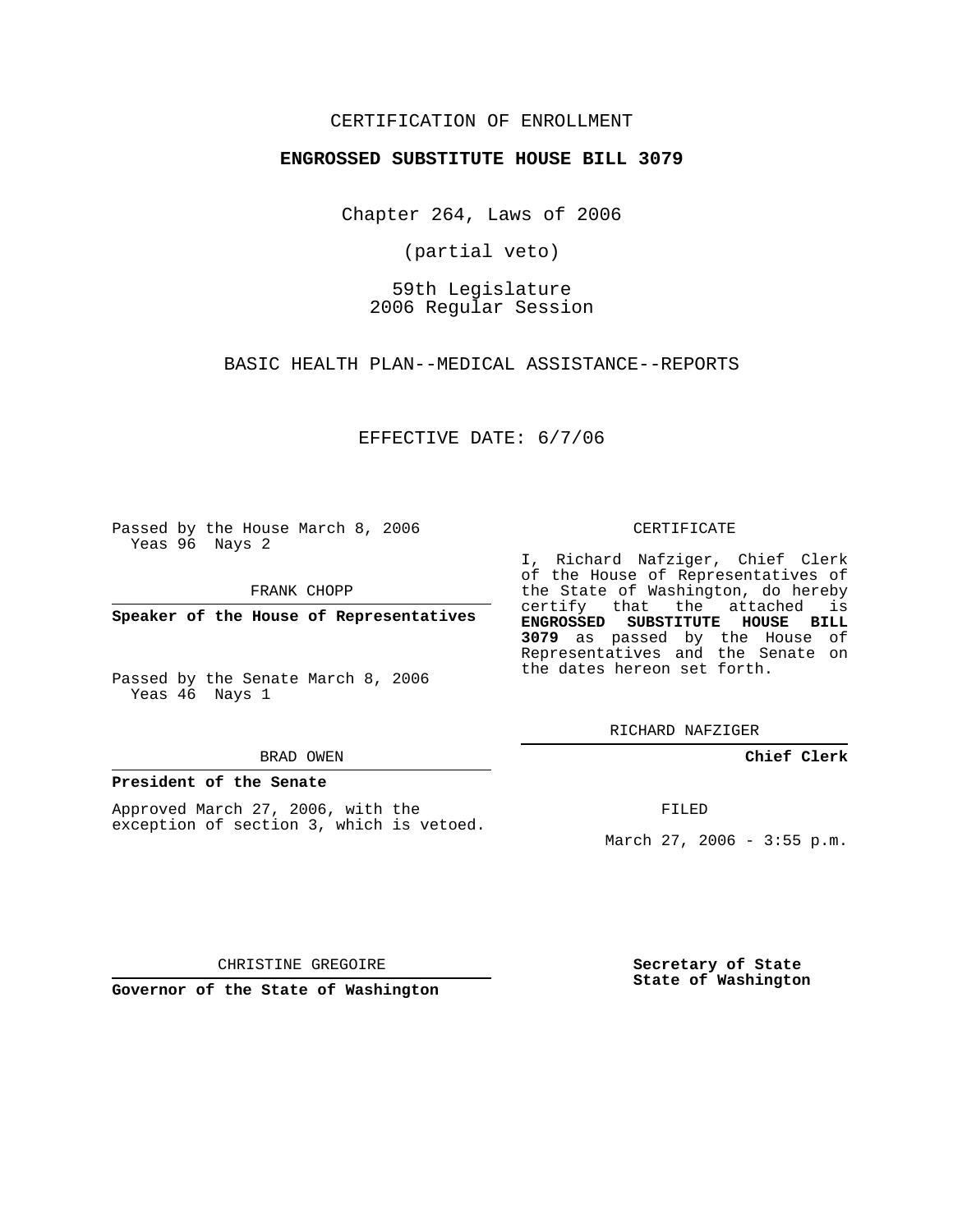CERTIFICATION OF ENROLLMENT

**ENGROSSED SUBSTITUTE HOUSE BILL 3079**

Chapter 264, Laws of 2006

(partial veto)

59th Legislature
2006 Regular Session

BASIC HEALTH PLAN--MEDICAL ASSISTANCE--REPORTS

EFFECTIVE DATE: 6/7/06

Passed by the House March 8, 2006
Yeas 96 Nays 2

FRANK CHOPP

**Speaker of the House of Representatives**

Passed by the Senate March 8, 2006
Yeas 46 Nays 1

BRAD OWEN

**President of the Senate**

Approved March 27, 2006, with the exception of section 3, which is vetoed.

CHRISTINE GREGOIRE

**Governor of the State of Washington**

CERTIFICATE

I, Richard Nafziger, Chief Clerk of the House of Representatives of the State of Washington, do hereby certify that the attached is **ENGROSSED SUBSTITUTE HOUSE BILL 3079** as passed by the House of Representatives and the Senate on the dates hereon set forth.

RICHARD NAFZIGER

**Chief Clerk**

FILED

March 27, 2006 - 3:55 p.m.

**Secretary of State**
**State of Washington**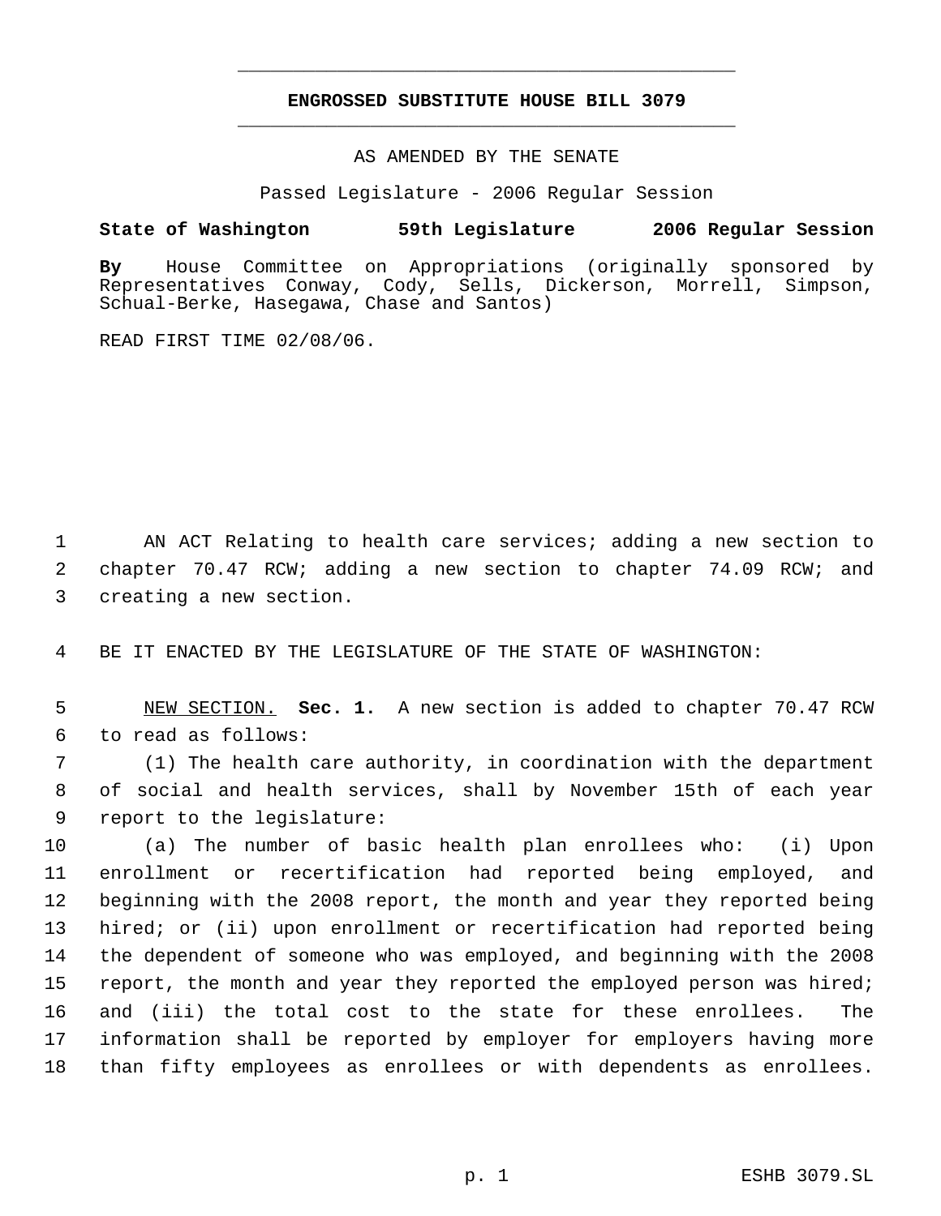**ENGROSSED SUBSTITUTE HOUSE BILL 3079**

AS AMENDED BY THE SENATE

Passed Legislature - 2006 Regular Session

**State of Washington 59th Legislature 2006 Regular Session**

**By** House Committee on Appropriations (originally sponsored by Representatives Conway, Cody, Sells, Dickerson, Morrell, Simpson, Schual-Berke, Hasegawa, Chase and Santos)

READ FIRST TIME 02/08/06.

AN ACT Relating to health care services; adding a new section to chapter 70.47 RCW; adding a new section to chapter 74.09 RCW; and creating a new section.

BE IT ENACTED BY THE LEGISLATURE OF THE STATE OF WASHINGTON:

NEW SECTION. **Sec. 1.** A new section is added to chapter 70.47 RCW to read as follows:

(1) The health care authority, in coordination with the department of social and health services, shall by November 15th of each year report to the legislature:

(a) The number of basic health plan enrollees who: (i) Upon enrollment or recertification had reported being employed, and beginning with the 2008 report, the month and year they reported being hired; or (ii) upon enrollment or recertification had reported being the dependent of someone who was employed, and beginning with the 2008 report, the month and year they reported the employed person was hired; and (iii) the total cost to the state for these enrollees. The information shall be reported by employer for employers having more than fifty employees as enrollees or with dependents as enrollees.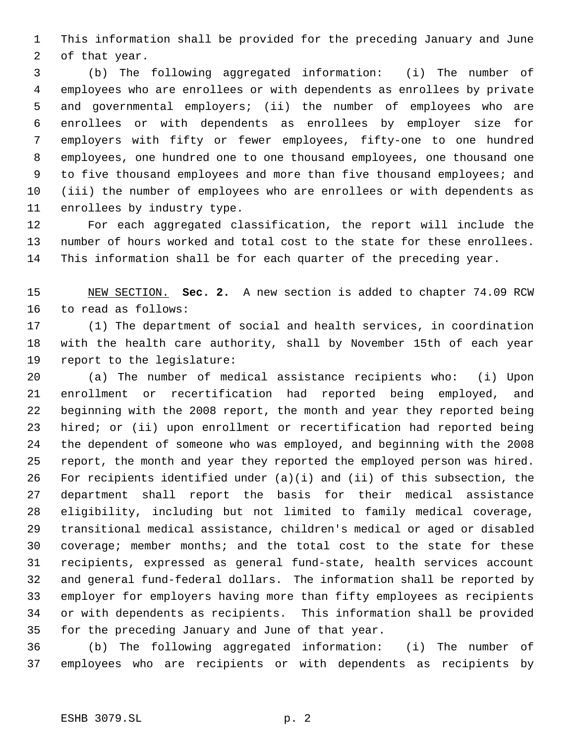This information shall be provided for the preceding January and June of that year.

(b) The following aggregated information: (i) The number of employees who are enrollees or with dependents as enrollees by private and governmental employers; (ii) the number of employees who are enrollees or with dependents as enrollees by employer size for employers with fifty or fewer employees, fifty-one to one hundred employees, one hundred one to one thousand employees, one thousand one to five thousand employees and more than five thousand employees; and (iii) the number of employees who are enrollees or with dependents as enrollees by industry type.

For each aggregated classification, the report will include the number of hours worked and total cost to the state for these enrollees. This information shall be for each quarter of the preceding year.

NEW SECTION. **Sec. 2.** A new section is added to chapter 74.09 RCW to read as follows:

(1) The department of social and health services, in coordination with the health care authority, shall by November 15th of each year report to the legislature:

(a) The number of medical assistance recipients who: (i) Upon enrollment or recertification had reported being employed, and beginning with the 2008 report, the month and year they reported being hired; or (ii) upon enrollment or recertification had reported being the dependent of someone who was employed, and beginning with the 2008 report, the month and year they reported the employed person was hired. For recipients identified under (a)(i) and (ii) of this subsection, the department shall report the basis for their medical assistance eligibility, including but not limited to family medical coverage, transitional medical assistance, children's medical or aged or disabled coverage; member months; and the total cost to the state for these recipients, expressed as general fund-state, health services account and general fund-federal dollars. The information shall be reported by employer for employers having more than fifty employees as recipients or with dependents as recipients. This information shall be provided for the preceding January and June of that year.

(b) The following aggregated information: (i) The number of employees who are recipients or with dependents as recipients by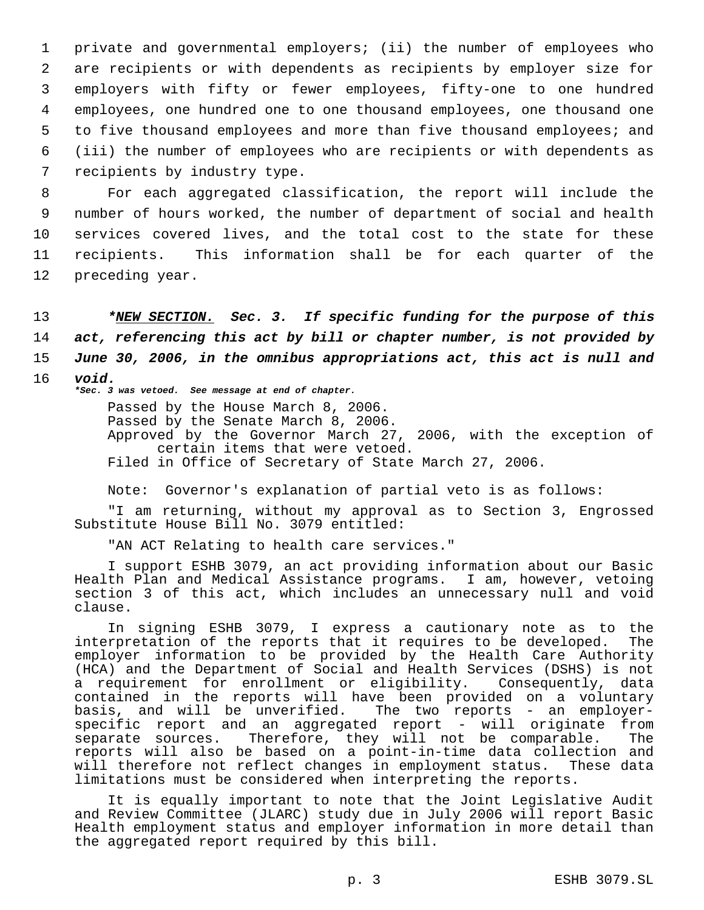private and governmental employers; (ii) the number of employees who are recipients or with dependents as recipients by employer size for employers with fifty or fewer employees, fifty-one to one hundred employees, one hundred one to one thousand employees, one thousand one to five thousand employees and more than five thousand employees; and (iii) the number of employees who are recipients or with dependents as recipients by industry type.

For each aggregated classification, the report will include the number of hours worked, the number of department of social and health services covered lives, and the total cost to the state for these recipients. This information shall be for each quarter of the preceding year.

***NEW SECTION. Sec. 3. If specific funding for the purpose of this act, referencing this act by bill or chapter number, is not provided by June 30, 2006, in the omnibus appropriations act, this act is null and void.***

****Sec. 3 was vetoed. See message at end of chapter.***

Passed by the House March 8, 2006.
Passed by the Senate March 8, 2006.
Approved by the Governor March 27, 2006, with the exception of certain items that were vetoed.
Filed in Office of Secretary of State March 27, 2006.

Note: Governor's explanation of partial veto is as follows:

"I am returning, without my approval as to Section 3, Engrossed Substitute House Bill No. 3079 entitled:

"AN ACT Relating to health care services."

I support ESHB 3079, an act providing information about our Basic Health Plan and Medical Assistance programs. I am, however, vetoing section 3 of this act, which includes an unnecessary null and void clause.

In signing ESHB 3079, I express a cautionary note as to the interpretation of the reports that it requires to be developed. The employer information to be provided by the Health Care Authority (HCA) and the Department of Social and Health Services (DSHS) is not a requirement for enrollment or eligibility. Consequently, data contained in the reports will have been provided on a voluntary basis, and will be unverified. The two reports - an employer-specific report and an aggregated report - will originate from separate sources. Therefore, they will not be comparable. The reports will also be based on a point-in-time data collection and will therefore not reflect changes in employment status. These data limitations must be considered when interpreting the reports.

It is equally important to note that the Joint Legislative Audit and Review Committee (JLARC) study due in July 2006 will report Basic Health employment status and employer information in more detail than the aggregated report required by this bill.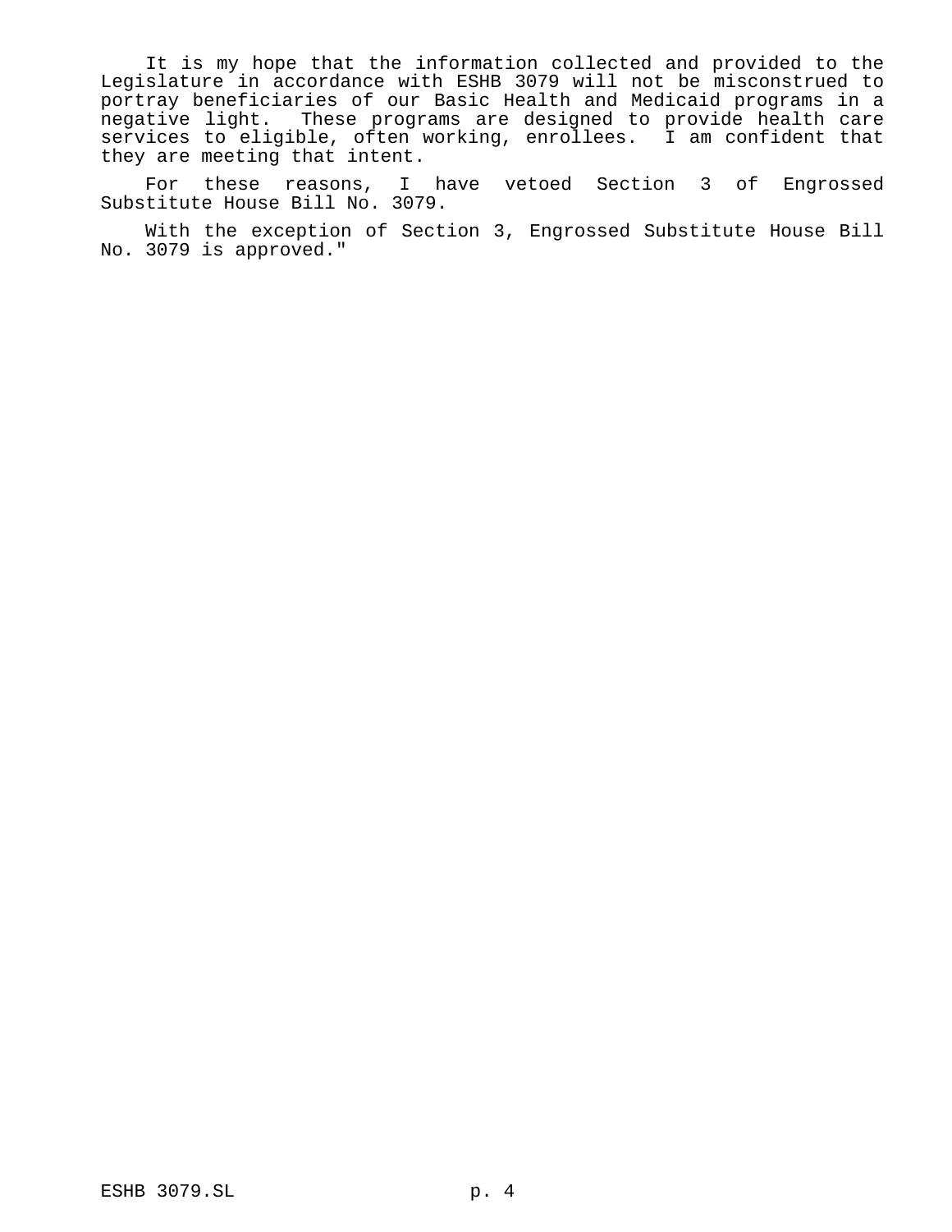It is my hope that the information collected and provided to the Legislature in accordance with ESHB 3079 will not be misconstrued to portray beneficiaries of our Basic Health and Medicaid programs in a negative light. These programs are designed to provide health care services to eligible, often working, enrollees. I am confident that they are meeting that intent.

For these reasons, I have vetoed Section 3 of Engrossed Substitute House Bill No. 3079.

With the exception of Section 3, Engrossed Substitute House Bill No. 3079 is approved."